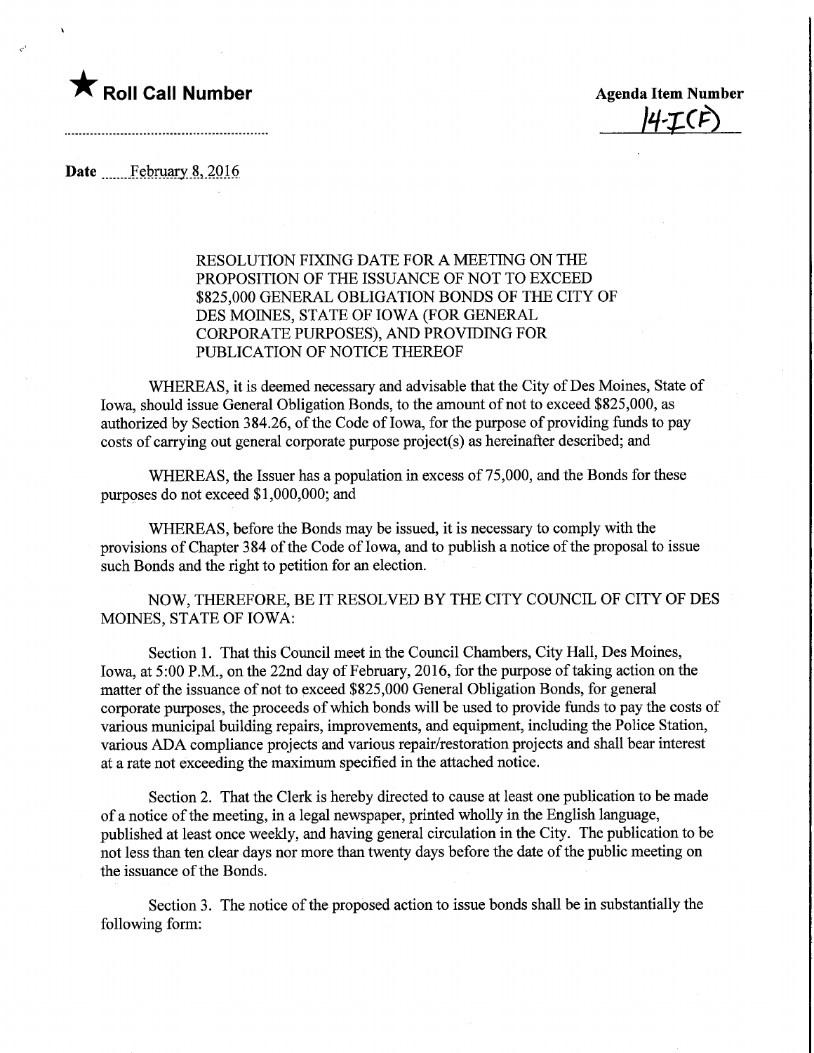★ **Roll Call Number**

**Agenda Item Number**
14-I(F)

**Date** February 8, 2016

RESOLUTION FIXING DATE FOR A MEETING ON THE PROPOSITION OF THE ISSUANCE OF NOT TO EXCEED $825,000 GENERAL OBLIGATION BONDS OF THE CITY OF DES MOINES, STATE OF IOWA (FOR GENERAL CORPORATE PURPOSES), AND PROVIDING FOR PUBLICATION OF NOTICE THEREOF

WHEREAS, it is deemed necessary and advisable that the City of Des Moines, State of Iowa, should issue General Obligation Bonds, to the amount of not to exceed $825,000, as authorized by Section 384.26, of the Code of Iowa, for the purpose of providing funds to pay costs of carrying out general corporate purpose project(s) as hereinafter described; and

WHEREAS, the Issuer has a population in excess of 75,000, and the Bonds for these purposes do not exceed $1,000,000; and

WHEREAS, before the Bonds may be issued, it is necessary to comply with the provisions of Chapter 384 of the Code of Iowa, and to publish a notice of the proposal to issue such Bonds and the right to petition for an election.

NOW, THEREFORE, BE IT RESOLVED BY THE CITY COUNCIL OF CITY OF DES MOINES, STATE OF IOWA:

Section 1. That this Council meet in the Council Chambers, City Hall, Des Moines, Iowa, at 5:00 P.M., on the 22nd day of February, 2016, for the purpose of taking action on the matter of the issuance of not to exceed $825,000 General Obligation Bonds, for general corporate purposes, the proceeds of which bonds will be used to provide funds to pay the costs of various municipal building repairs, improvements, and equipment, including the Police Station, various ADA compliance projects and various repair/restoration projects and shall bear interest at a rate not exceeding the maximum specified in the attached notice.

Section 2. That the Clerk is hereby directed to cause at least one publication to be made of a notice of the meeting, in a legal newspaper, printed wholly in the English language, published at least once weekly, and having general circulation in the City. The publication to be not less than ten clear days nor more than twenty days before the date of the public meeting on the issuance of the Bonds.

Section 3. The notice of the proposed action to issue bonds shall be in substantially the following form: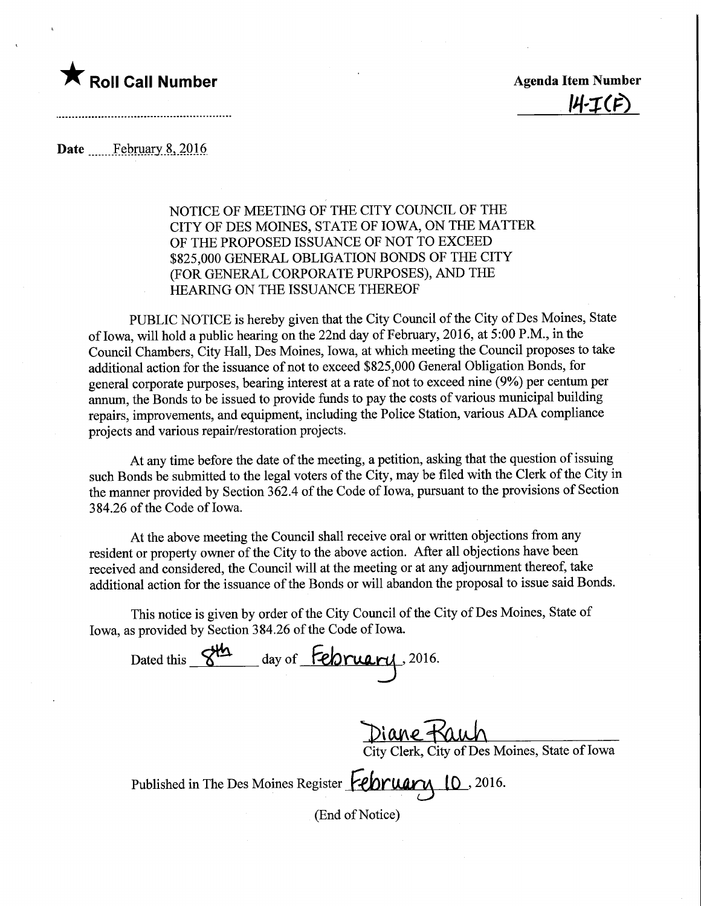★ **Roll Call Number**

**Agenda Item Number**

14-I(F)

**Date** February 8, 2016

NOTICE OF MEETING OF THE CITY COUNCIL OF THE CITY OF DES MOINES, STATE OF IOWA, ON THE MATTER OF THE PROPOSED ISSUANCE OF NOT TO EXCEED $825,000 GENERAL OBLIGATION BONDS OF THE CITY (FOR GENERAL CORPORATE PURPOSES), AND THE HEARING ON THE ISSUANCE THEREOF

PUBLIC NOTICE is hereby given that the City Council of the City of Des Moines, State of Iowa, will hold a public hearing on the 22nd day of February, 2016, at 5:00 P.M., in the Council Chambers, City Hall, Des Moines, Iowa, at which meeting the Council proposes to take additional action for the issuance of not to exceed $825,000 General Obligation Bonds, for general corporate purposes, bearing interest at a rate of not to exceed nine (9%) per centum per annum, the Bonds to be issued to provide funds to pay the costs of various municipal building repairs, improvements, and equipment, including the Police Station, various ADA compliance projects and various repair/restoration projects.

At any time before the date of the meeting, a petition, asking that the question of issuing such Bonds be submitted to the legal voters of the City, may be filed with the Clerk of the City in the manner provided by Section 362.4 of the Code of Iowa, pursuant to the provisions of Section 384.26 of the Code of Iowa.

At the above meeting the Council shall receive oral or written objections from any resident or property owner of the City to the above action. After all objections have been received and considered, the Council will at the meeting or at any adjournment thereof, take additional action for the issuance of the Bonds or will abandon the proposal to issue said Bonds.

This notice is given by order of the City Council of the City of Des Moines, State of Iowa, as provided by Section 384.26 of the Code of Iowa.

Dated this 8th day of February, 2016.

Diane Rauh

City Clerk, City of Des Moines, State of Iowa

Published in The Des Moines Register February 10, 2016.

(End of Notice)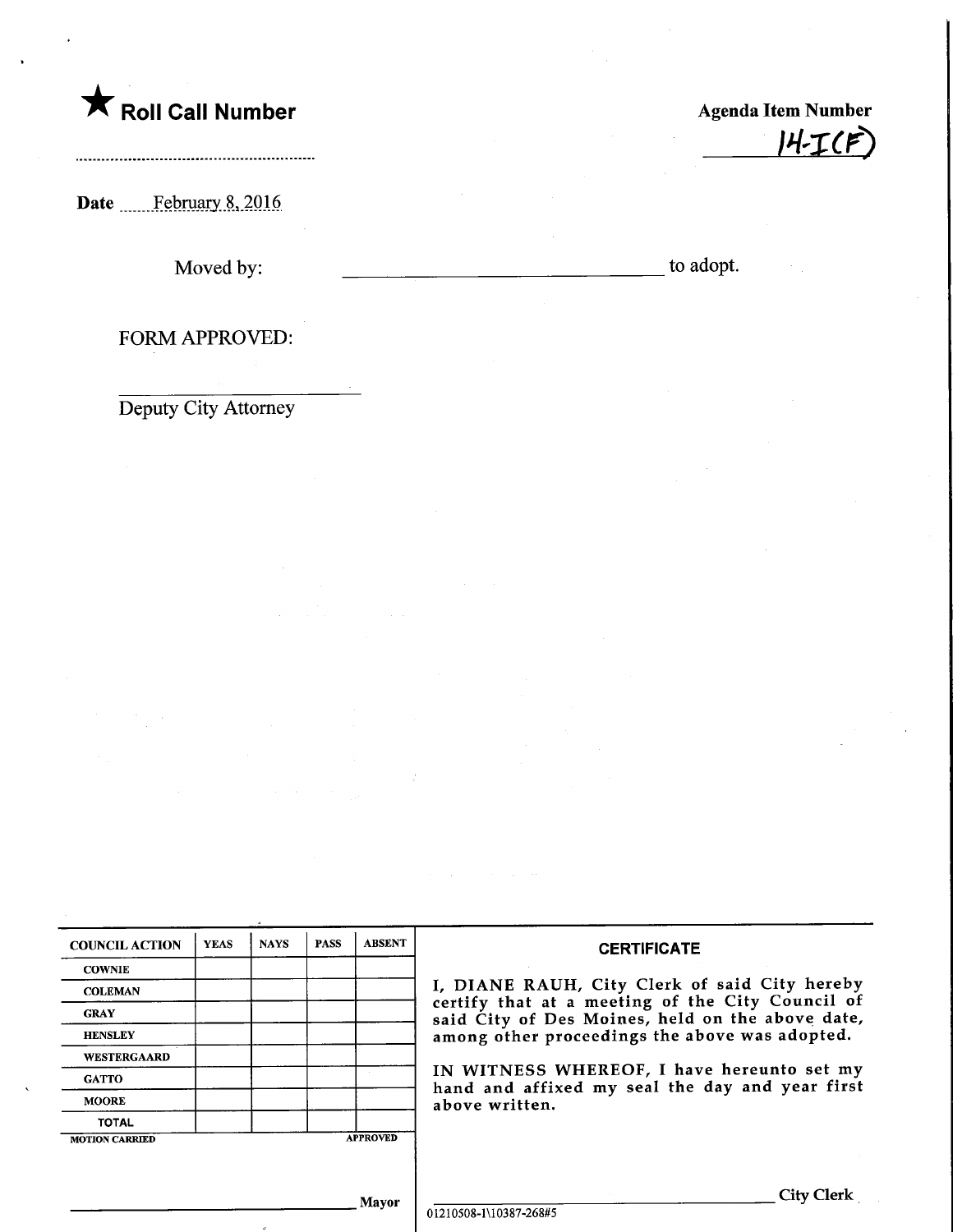★ **Roll Call Number**

..........................................................

**Agenda Item Number**

14-I(F)

**Date** February 8, 2016

Moved by: ______________________________ to adopt.

FORM APPROVED:

________________________

Deputy City Attorney

| COUNCIL ACTION | YEAS | NAYS | PASS | ABSENT |
|---|---|---|---|---|
| COWNIE | | | | |
| COLEMAN | | | | |
| GRAY | | | | |
| HENSLEY | | | | |
| WESTERGAARD | | | | |
| GATTO | | | | |
| MOORE | | | | |
| TOTAL | | | | |

MOTION CARRIED APPROVED

______________________________ Mayor

**CERTIFICATE**

I, DIANE RAUH, City Clerk of said City hereby certify that at a meeting of the City Council of said City of Des Moines, held on the above date, among other proceedings the above was adopted.

IN WITNESS WHEREOF, I have hereunto set my hand and affixed my seal the day and year first above written.

______________________________ City Clerk

01210508-1\10387-268#5